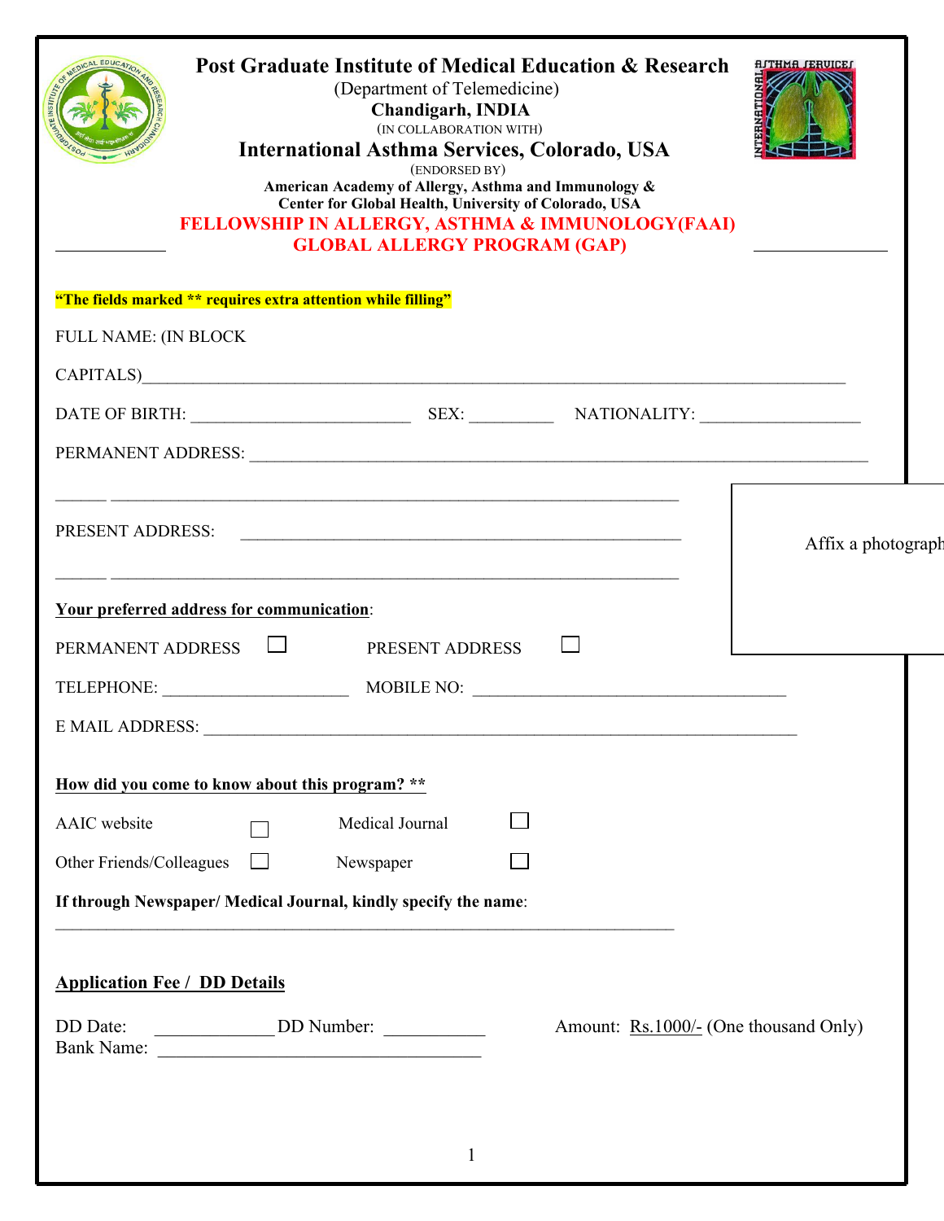# Post Graduate Institute of Medical Education & Research

(Department of Telemedicine)

**Chandigarh, INDIA**

(IN COLLABORATION WITH)

## International Asthma Services, Colorado, USA

(ENDORSED BY)

**American Academy of Allergy, Asthma and Immunology & Center for Global Health, University of Colorado, USA**

**FELLOWSHIP IN ALLERGY, ASTHMA & IMMUNOLOGY(FAAI)**
**GLOBAL ALLERGY PROGRAM (GAP)**

**"The fields marked ** requires extra attention while filling"**

FULL NAME: (IN BLOCK CAPITALS)________________________________________________________________

DATE OF BIRTH: _________________________ SEX: _________ NATIONALITY: __________________

PERMANENT ADDRESS: ______________________________________________________________________

______ ________________________________________________________________

PRESENT ADDRESS: ________________________________________________

______ ________________________________________________________________

Affix a photograph

**Your preferred address for communication**:

PERMANENT ADDRESS ☐ PRESENT ADDRESS ☐

TELEPHONE: _____________________ MOBILE NO: ___________________________________

E MAIL ADDRESS: _______________________________________________________________________

**How did you come to know about this program? ****

AAIC website ☐ Medical Journal ☐

Other Friends/Colleagues ☐ Newspaper ☐

**If through Newspaper/ Medical Journal, kindly specify the name**:

_______________________________________________________________________

**Application Fee / DD Details**

DD Date: _____________ DD Number: ___________ Amount: Rs.1000/- (One thousand Only)

Bank Name: ____________________________________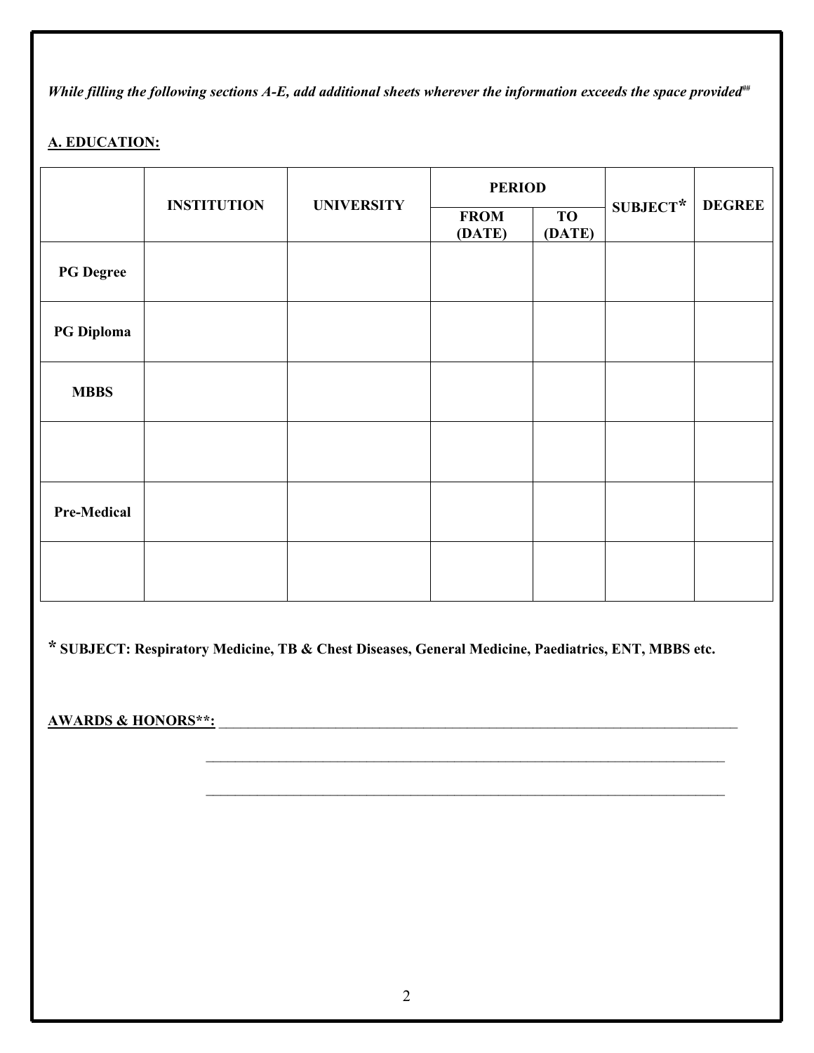*While filling the following sections A-E, add additional sheets wherever the information exceeds the space provided##*

**A. EDUCATION:**

| | INSTITUTION | UNIVERSITY | PERIOD | | SUBJECT* | DEGREE |
|---|---|---|---|---|---|---|
| | | | FROM (DATE) | TO (DATE) | | |
| **PG Degree** | | | | | | |
| **PG Diploma** | | | | | | |
| **MBBS** | | | | | | |
| | | | | | | |
| **Pre-Medical** | | | | | | |
| | | | | | | |

**\* SUBJECT: Respiratory Medicine, TB & Chest Diseases, General Medicine, Paediatrics, ENT, MBBS etc.**

**AWARDS & HONORS**:** ______________________________________________________________________

______________________________________________________________________

______________________________________________________________________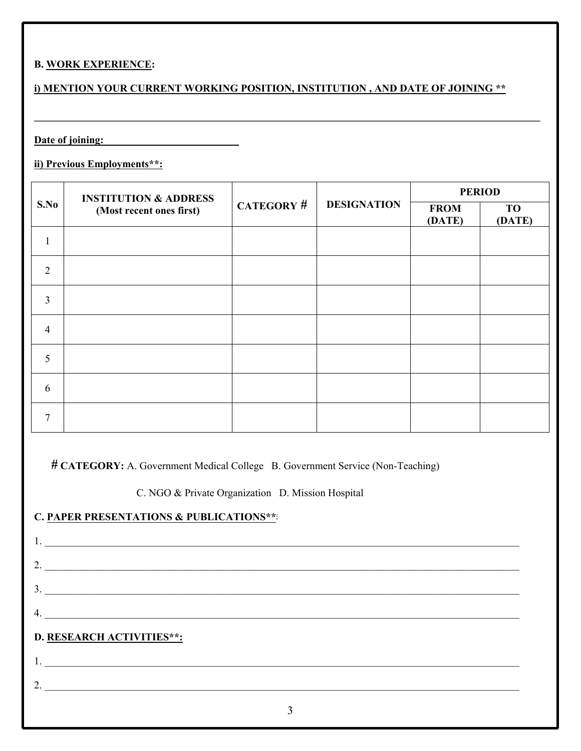**B. WORK EXPERIENCE:**

**i) MENTION YOUR CURRENT WORKING POSITION, INSTITUTION , AND DATE OF JOINING ****

___________________________________________________________________________

**Date of joining:** ____________________

**ii) Previous Employments**:**

| S.No | INSTITUTION & ADDRESS (Most recent ones first) | CATEGORY # | DESIGNATION | PERIOD | |
|---|---|---|---|---|---|
| | | | | FROM (DATE) | TO (DATE) |
| 1 | | | | | |
| 2 | | | | | |
| 3 | | | | | |
| 4 | | | | | |
| 5 | | | | | |
| 6 | | | | | |
| 7 | | | | | |

**# CATEGORY:** A. Government Medical College B. Government Service (Non-Teaching)

C. NGO & Private Organization D. Mission Hospital

**C. PAPER PRESENTATIONS & PUBLICATIONS**:**

1. ___________________________________________________________________________
2. ___________________________________________________________________________
3. ___________________________________________________________________________
4. ___________________________________________________________________________

**D. RESEARCH ACTIVITIES**:**

1. ___________________________________________________________________________
2. ___________________________________________________________________________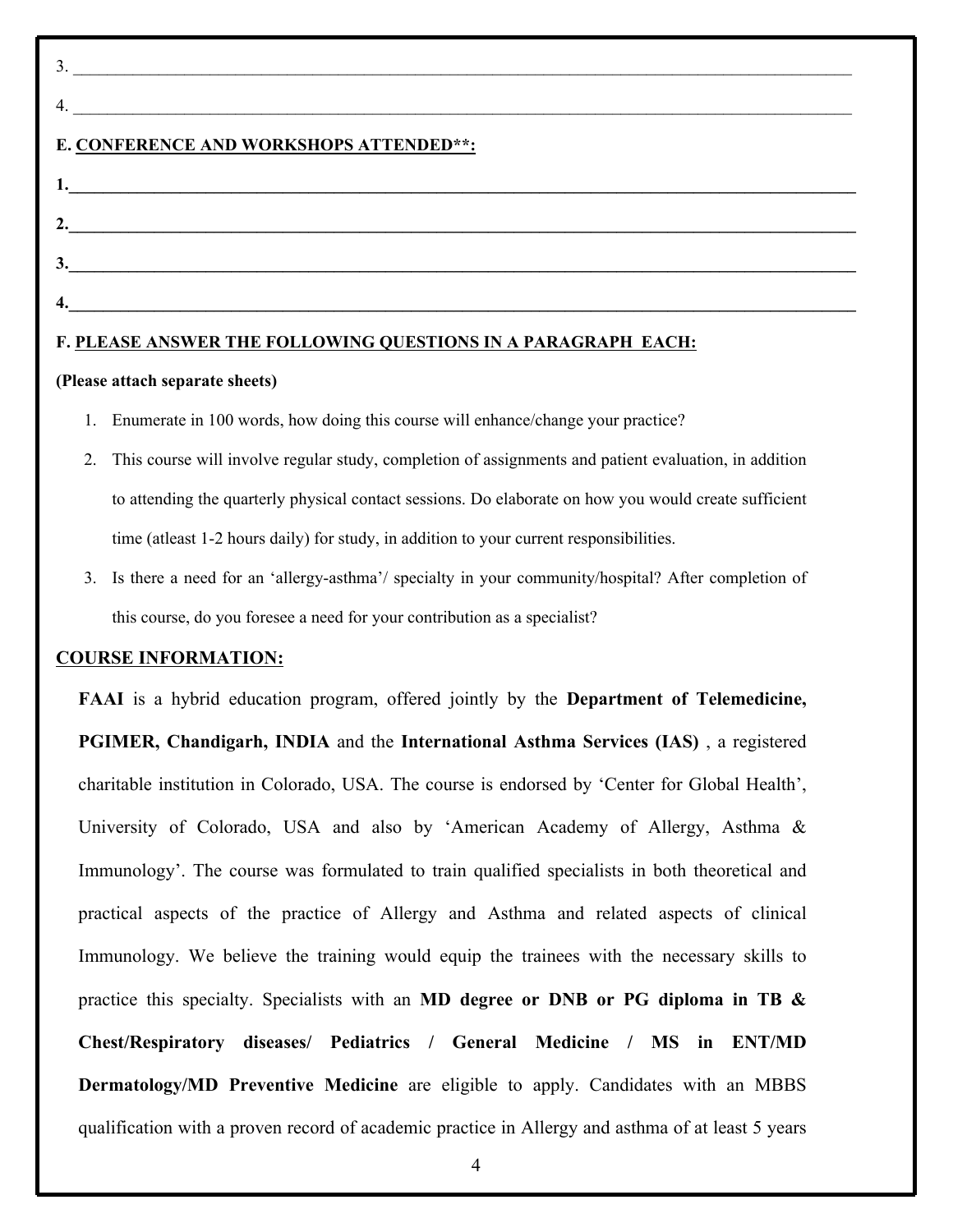3. ______________________________________________________________________________

4. ______________________________________________________________________________

**E. <u>CONFERENCE AND WORKSHOPS ATTENDED**:</u>**

**1.______________________________________________________________________________**

**2.______________________________________________________________________________**

**3.______________________________________________________________________________**

**4.______________________________________________________________________________**

**F. <u>PLEASE ANSWER THE FOLLOWING QUESTIONS IN A PARAGRAPH EACH:</u>**

**(Please attach separate sheets)**

1. Enumerate in 100 words, how doing this course will enhance/change your practice?
2. This course will involve regular study, completion of assignments and patient evaluation, in addition to attending the quarterly physical contact sessions. Do elaborate on how you would create sufficient time (atleast 1-2 hours daily) for study, in addition to your current responsibilities.
3. Is there a need for an 'allergy-asthma'/ specialty in your community/hospital? After completion of this course, do you foresee a need for your contribution as a specialist?

**<u>COURSE INFORMATION:</u>**

**FAAI** is a hybrid education program, offered jointly by the **Department of Telemedicine, PGIMER, Chandigarh, INDIA** and the **International Asthma Services (IAS)** , a registered charitable institution in Colorado, USA. The course is endorsed by 'Center for Global Health', University of Colorado, USA and also by 'American Academy of Allergy, Asthma & Immunology'. The course was formulated to train qualified specialists in both theoretical and practical aspects of the practice of Allergy and Asthma and related aspects of clinical Immunology. We believe the training would equip the trainees with the necessary skills to practice this specialty. Specialists with an **MD degree or DNB or PG diploma in TB & Chest/Respiratory diseases/ Pediatrics / General Medicine / MS in ENT/MD Dermatology/MD Preventive Medicine** are eligible to apply. Candidates with an MBBS qualification with a proven record of academic practice in Allergy and asthma of at least 5 years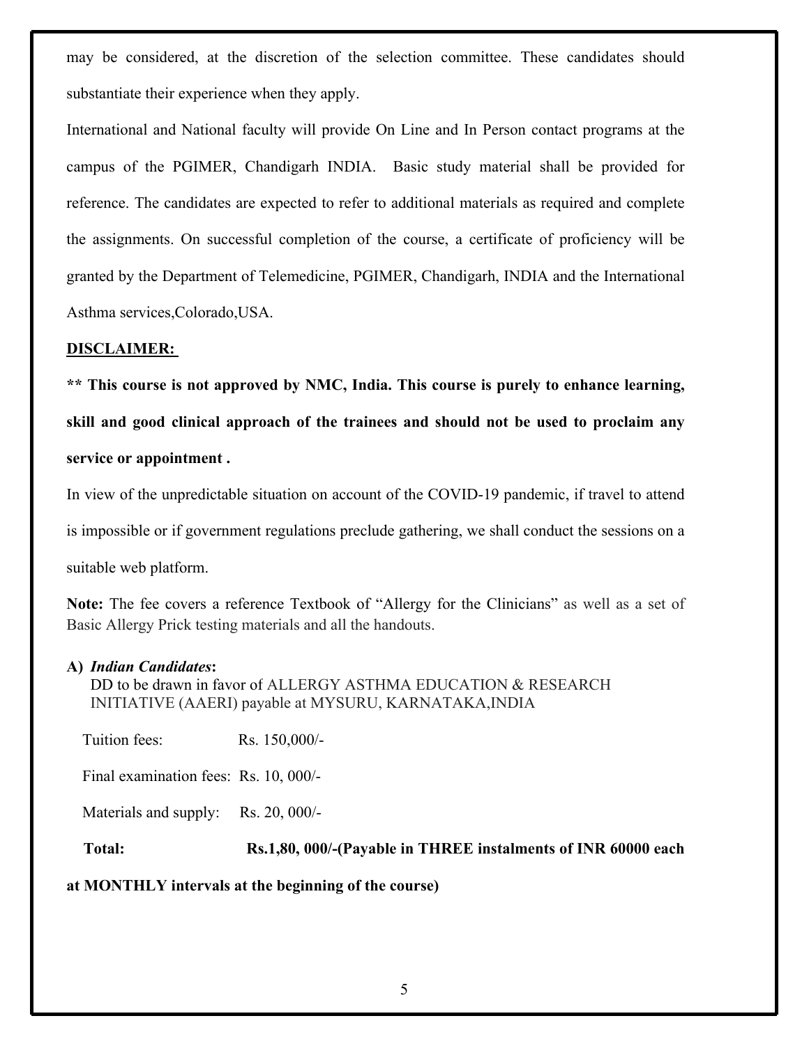may be considered, at the discretion of the selection committee. These candidates should substantiate their experience when they apply.

International and National faculty will provide On Line and In Person contact programs at the campus of the PGIMER, Chandigarh INDIA. Basic study material shall be provided for reference. The candidates are expected to refer to additional materials as required and complete the assignments. On successful completion of the course, a certificate of proficiency will be granted by the Department of Telemedicine, PGIMER, Chandigarh, INDIA and the International Asthma services,Colorado,USA.

**DISCLAIMER:**

**** This course is not approved by NMC, India. This course is purely to enhance learning, skill and good clinical approach of the trainees and should not be used to proclaim any service or appointment .**

In view of the unpredictable situation on account of the COVID-19 pandemic, if travel to attend is impossible or if government regulations preclude gathering, we shall conduct the sessions on a suitable web platform.

**Note:** The fee covers a reference Textbook of "Allergy for the Clinicians" as well as a set of Basic Allergy Prick testing materials and all the handouts.

**A)** ***Indian Candidates*:**
DD to be drawn in favor of ALLERGY ASTHMA EDUCATION & RESEARCH INITIATIVE (AAERI) payable at MYSURU, KARNATAKA,INDIA

Tuition fees: Rs. 150,000/-

Final examination fees: Rs. 10, 000/-

Materials and supply: Rs. 20, 000/-

**Total: Rs.1,80, 000/-(Payable in THREE instalments of INR 60000 each at MONTHLY intervals at the beginning of the course)**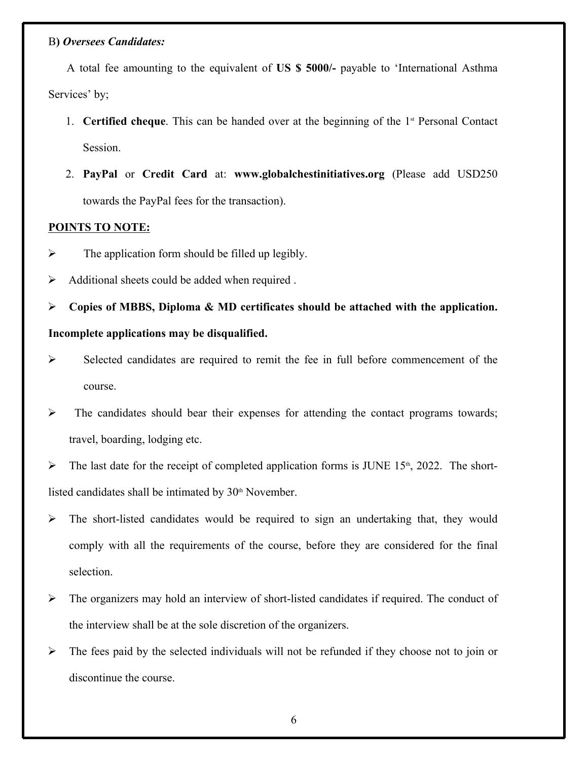B) ***Oversees Candidates:***

A total fee amounting to the equivalent of **US $ 5000/-** payable to 'International Asthma Services' by;

1. **Certified cheque**. This can be handed over at the beginning of the 1st Personal Contact Session.
2. **PayPal** or **Credit Card** at: **www.globalchestinitiatives.org** (Please add USD250 towards the PayPal fees for the transaction).

**POINTS TO NOTE:**

- The application form should be filled up legibly.
- Additional sheets could be added when required .
- **Copies of MBBS, Diploma & MD certificates should be attached with the application. Incomplete applications may be disqualified.**
- Selected candidates are required to remit the fee in full before commencement of the course.
- The candidates should bear their expenses for attending the contact programs towards; travel, boarding, lodging etc.
- The last date for the receipt of completed application forms is JUNE 15th, 2022. The short-listed candidates shall be intimated by 30th November.
- The short-listed candidates would be required to sign an undertaking that, they would comply with all the requirements of the course, before they are considered for the final selection.
- The organizers may hold an interview of short-listed candidates if required. The conduct of the interview shall be at the sole discretion of the organizers.
- The fees paid by the selected individuals will not be refunded if they choose not to join or discontinue the course.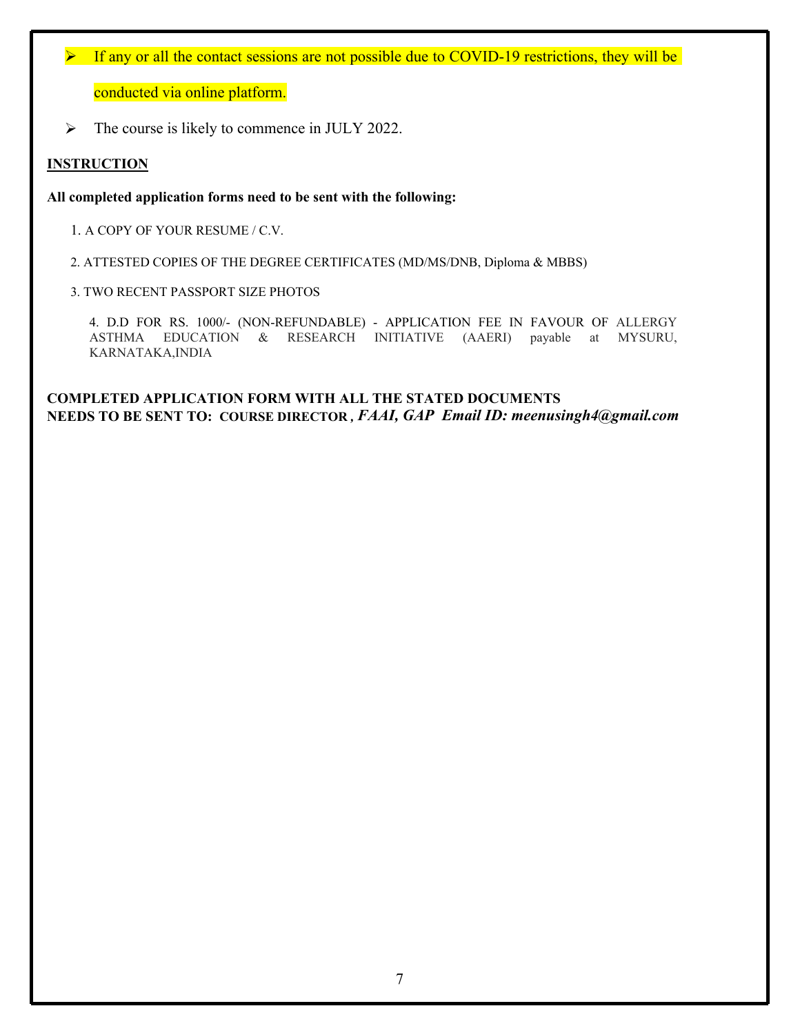- If any or all the contact sessions are not possible due to COVID-19 restrictions, they will be conducted via online platform.
- The course is likely to commence in JULY 2022.

## INSTRUCTION

**All completed application forms need to be sent with the following:**

1. A COPY OF YOUR RESUME / C.V.
2. ATTESTED COPIES OF THE DEGREE CERTIFICATES (MD/MS/DNB, Diploma & MBBS)
3. TWO RECENT PASSPORT SIZE PHOTOS
4. D.D FOR RS. 1000/- (NON-REFUNDABLE) - APPLICATION FEE IN FAVOUR OF ALLERGY ASTHMA EDUCATION & RESEARCH INITIATIVE (AAERI) payable at MYSURU, KARNATAKA,INDIA

**COMPLETED APPLICATION FORM WITH ALL THE STATED DOCUMENTS NEEDS TO BE SENT TO: COURSE DIRECTOR** ***, FAAI, GAP Email ID: meenusingh4@gmail.com***